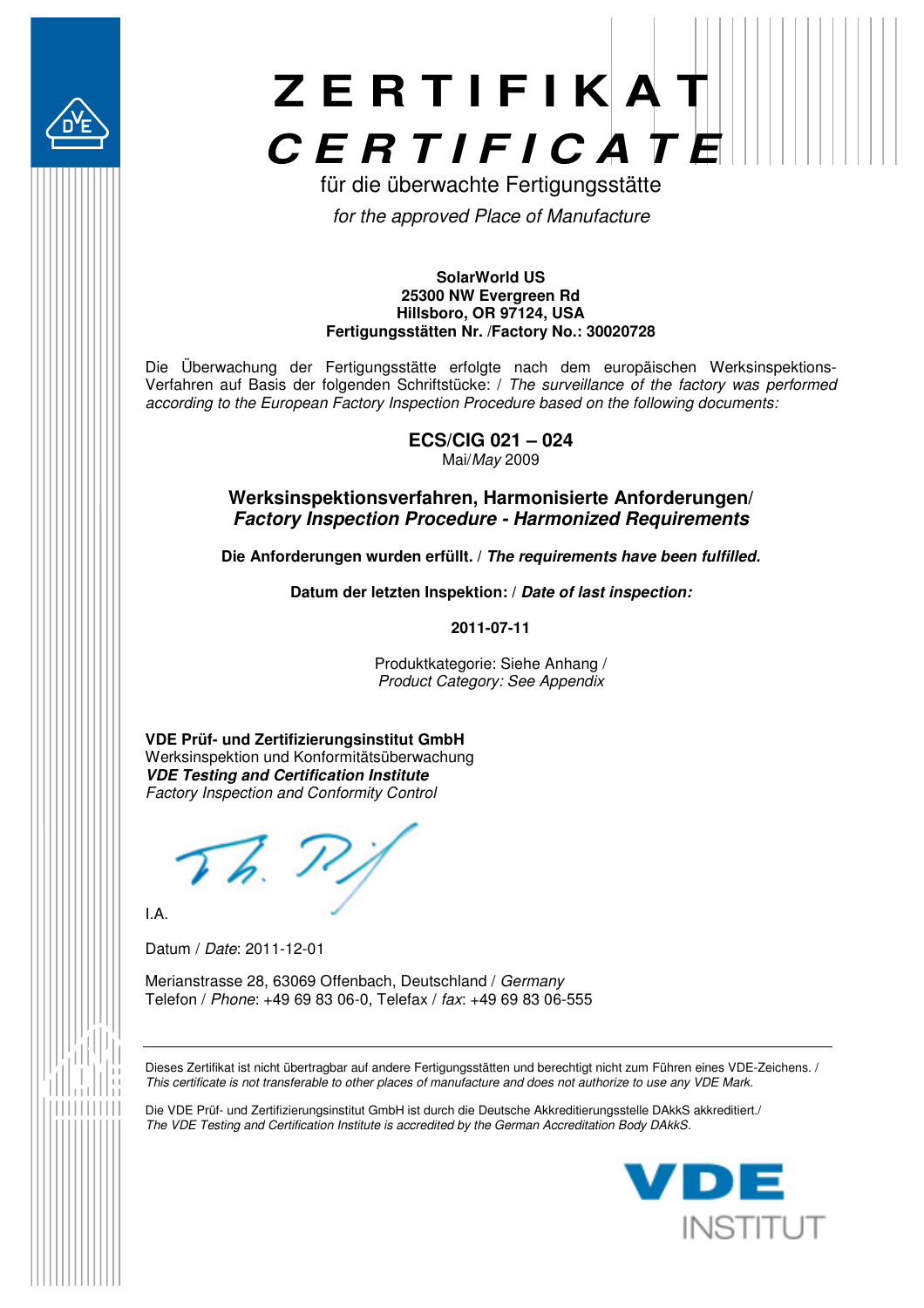# Z E R T I F I K A T
# *C E R T I F I C A T E*

für die überwachte Fertigungsstätte

*for the approved Place of Manufacture*

**SolarWorld US**
**25300 NW Evergreen Rd**
**Hillsboro, OR 97124, USA**
**Fertigungsstätten Nr. /Factory No.: 30020728**

Die Überwachung der Fertigungsstätte erfolgte nach dem europäischen Werksinspektions-Verfahren auf Basis der folgenden Schriftstücke: / *The surveillance of the factory was performed according to the European Factory Inspection Procedure based on the following documents:*

**ECS/CIG 021 – 024**
Mai/*May* 2009

**Werksinspektionsverfahren, Harmonisierte Anforderungen/**
***Factory Inspection Procedure - Harmonized Requirements***

**Die Anforderungen wurden erfüllt. /** ***The requirements have been fulfilled.***

**Datum der letzten Inspektion: /** ***Date of last inspection:***

**2011-07-11**

Produktkategorie: Siehe Anhang /
*Product Category: See Appendix*

**VDE Prüf- und Zertifizierungsinstitut GmbH**
Werksinspektion und Konformitätsüberwachung
***VDE Testing and Certification Institute***
*Factory Inspection and Conformity Control*

I.A.

Datum / *Date*: 2011-12-01

Merianstrasse 28, 63069 Offenbach, Deutschland / *Germany*
Telefon / *Phone*: +49 69 83 06-0, Telefax / *fax*: +49 69 83 06-555

---

Dieses Zertifikat ist nicht übertragbar auf andere Fertigungsstätten und berechtigt nicht zum Führen eines VDE-Zeichens. /
*This certificate is not transferable to other places of manufacture and does not authorize to use any VDE Mark.*

Die VDE Prüf- und Zertifizierungsinstitut GmbH ist durch die Deutsche Akkreditierungsstelle DAkkS akkreditiert./
*The VDE Testing and Certification Institute is accredited by the German Accreditation Body DAkkS.*

VDE INSTITUT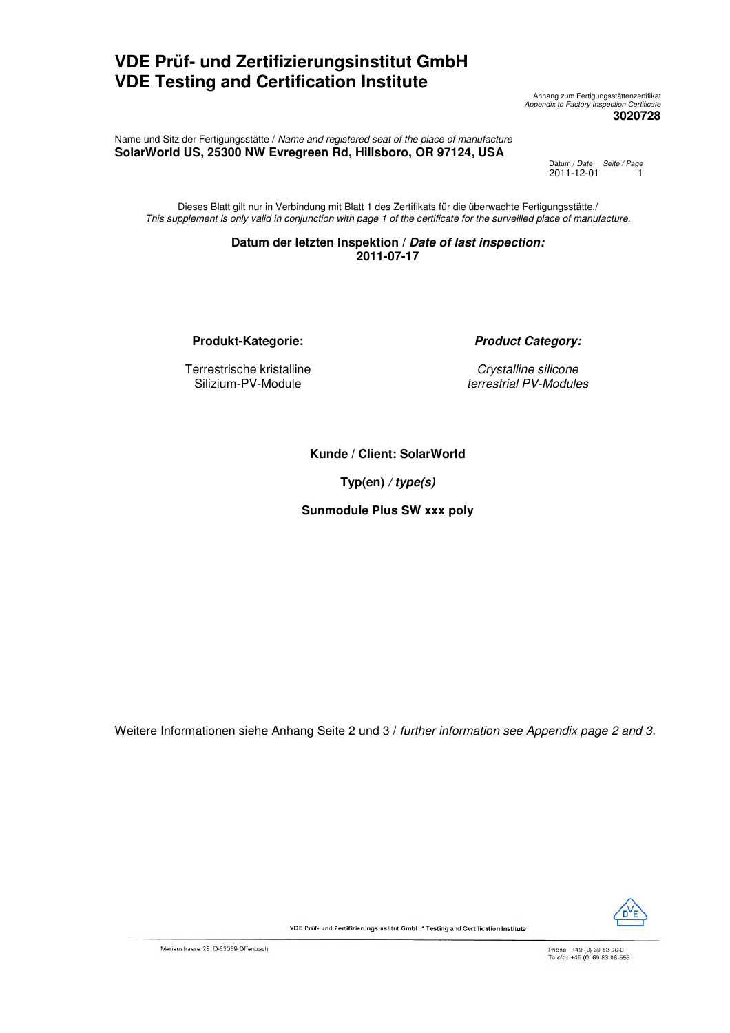# VDE Prüf- und Zertifizierungsinstitut GmbH
# VDE Testing and Certification Institute

Anhang zum Fertigungsstättenzertifikat
*Appendix to Factory Inspection Certificate*
**3020728**

Name und Sitz der Fertigungsstätte / *Name and registered seat of the place of manufacture*
**SolarWorld US, 25300 NW Evregreen Rd, Hillsboro, OR 97124, USA**

| Datum / *Date* | Seite / *Page* |
|---|---|
| 2011-12-01 | 1 |

Dieses Blatt gilt nur in Verbindung mit Blatt 1 des Zertifikats für die überwachte Fertigungsstätte./
*This supplement is only valid in conjunction with page 1 of the certificate for the surveilled place of manufacture.*

**Datum der letzten Inspektion / *Date of last inspection:***
**2011-07-17**

| **Produkt-Kategorie:** | ***Product Category:*** |
|---|---|
| Terrestrische kristalline Silizium-PV-Module | *Crystalline silicone terrestrial PV-Modules* |

**Kunde / Client: SolarWorld**

**Typ(en) */ type(s)***

**Sunmodule Plus SW xxx poly**

Weitere Informationen siehe Anhang Seite 2 und 3 / *further information see Appendix page 2 and 3.*

VDE Prüf- und Zertifizierungsinstitut GmbH * Testing and Certification Institute

Merianstrasse 28, D-63069 Offenbach

Phone +49 (0) 69 83 06-0
Telefax +49 (0) 69 83 06-555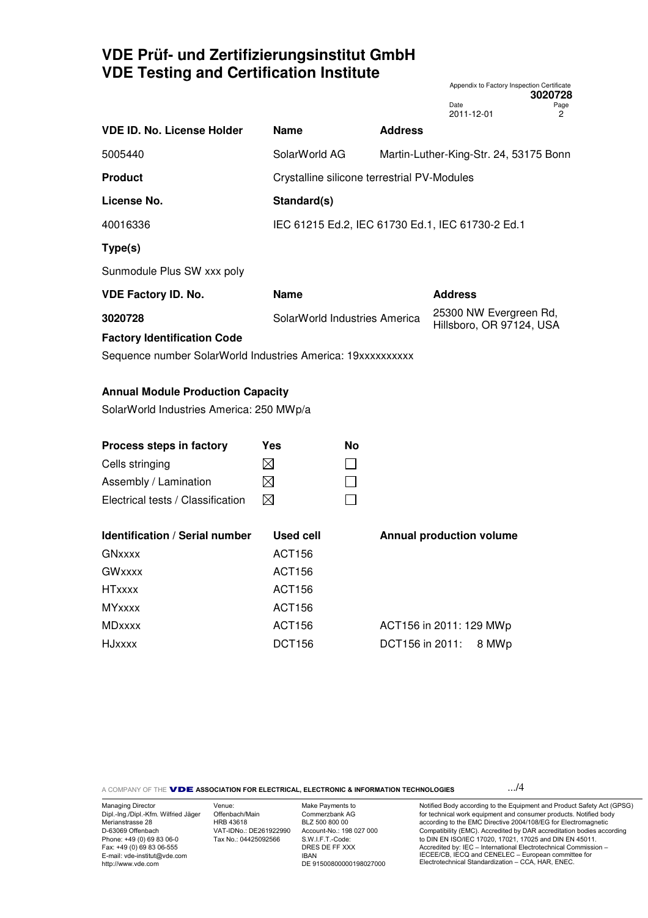# VDE Prüf- und Zertifizierungsinstitut GmbH
# VDE Testing and Certification Institute

Appendix to Factory Inspection Certificate **3020728**

Date: 2011-12-01 | Page: 2

| VDE ID. No. License Holder | Name | Address |
|---|---|---|
| 5005440 | SolarWorld AG | Martin-Luther-King-Str. 24, 53175 Bonn |

**Product**

Crystalline silicone terrestrial PV-Modules

| License No. | Standard(s) |
|---|---|
| 40016336 | IEC 61215 Ed.2, IEC 61730 Ed.1, IEC 61730-2 Ed.1 |

**Type(s)**

Sunmodule Plus SW xxx poly

| VDE Factory ID. No. | Name | Address |
|---|---|---|
| **3020728** | SolarWorld Industries America | 25300 NW Evergreen Rd, Hillsboro, OR 97124, USA |

**Factory Identification Code**

Sequence number SolarWorld Industries America: 19xxxxxxxxx

**Annual Module Production Capacity**

SolarWorld Industries America: 250 MWp/a

| Process steps in factory | Yes | No |
|---|---|---|
| Cells stringing | ☒ | ☐ |
| Assembly / Lamination | ☒ | ☐ |
| Electrical tests / Classification | ☒ | ☐ |

| Identification / Serial number | Used cell | Annual production volume |
|---|---|---|
| GNxxxx | ACT156 | |
| GWxxxx | ACT156 | |
| HTxxxx | ACT156 | |
| MYxxxx | ACT156 | |
| MDxxxx | ACT156 | ACT156 in 2011: 129 MWp |
| HJxxxx | DCT156 | DCT156 in 2011: 8 MWp |

.../4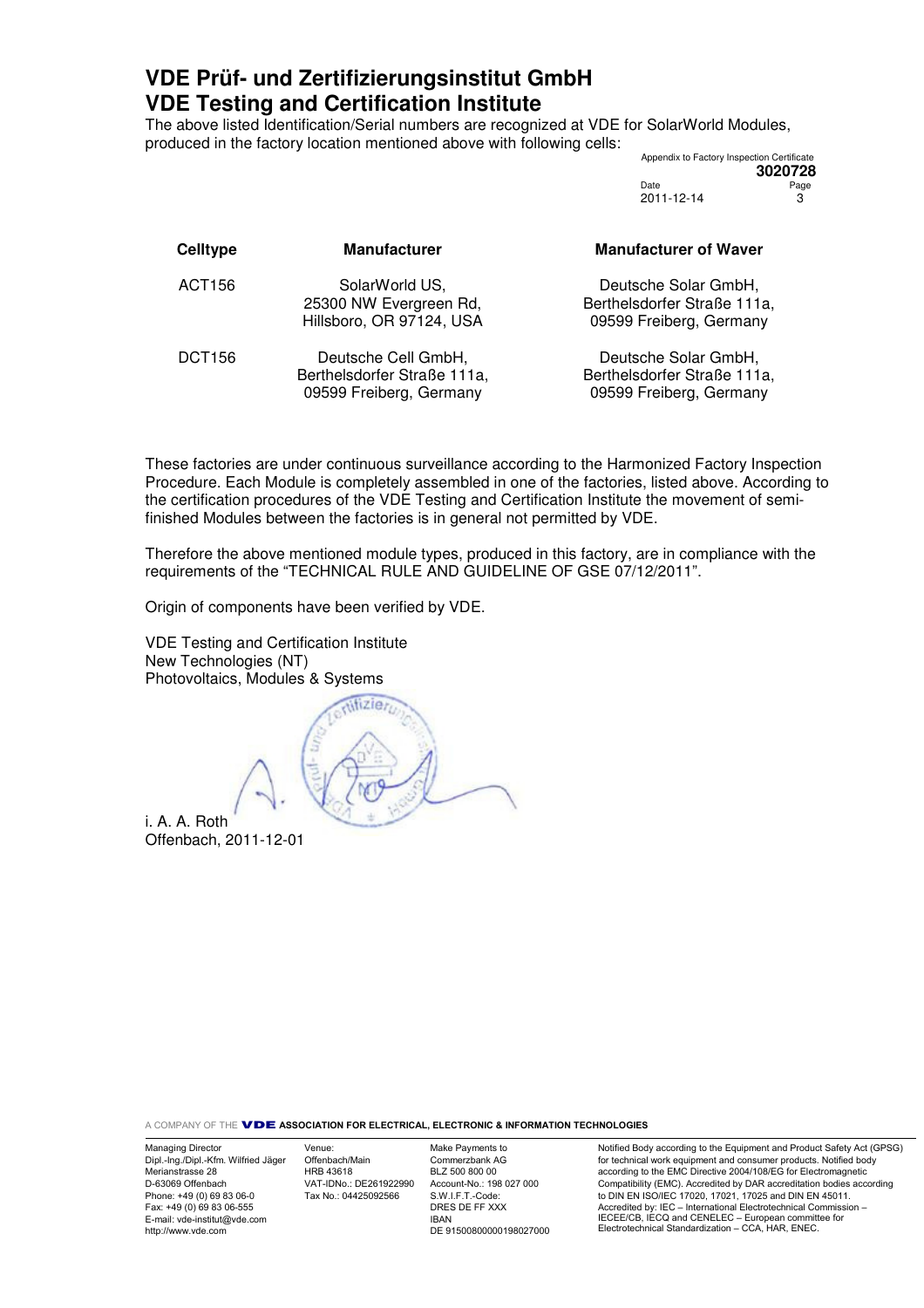# VDE Prüf- und Zertifizierungsinstitut GmbH
# VDE Testing and Certification Institute

The above listed Identification/Serial numbers are recognized at VDE for SolarWorld Modules, produced in the factory location mentioned above with following cells:

Appendix to Factory Inspection Certificate
**3020728**
Date 2011-12-14
Page 3

| Celltype | Manufacturer | Manufacturer of Waver |
|---|---|---|
| ACT156 | SolarWorld US, 25300 NW Evergreen Rd, Hillsboro, OR 97124, USA | Deutsche Solar GmbH, Berthelsdorfer Straße 111a, 09599 Freiberg, Germany |
| DCT156 | Deutsche Cell GmbH, Berthelsdorfer Straße 111a, 09599 Freiberg, Germany | Deutsche Solar GmbH, Berthelsdorfer Straße 111a, 09599 Freiberg, Germany |

These factories are under continuous surveillance according to the Harmonized Factory Inspection Procedure. Each Module is completely assembled in one of the factories, listed above. According to the certification procedures of the VDE Testing and Certification Institute the movement of semi-finished Modules between the factories is in general not permitted by VDE.

Therefore the above mentioned module types, produced in this factory, are in compliance with the requirements of the "TECHNICAL RULE AND GUIDELINE OF GSE 07/12/2011".

Origin of components have been verified by VDE.

VDE Testing and Certification Institute
New Technologies (NT)
Photovoltaics, Modules & Systems

i. A. A. Roth
Offenbach, 2011-12-01

A COMPANY OF THE VDE ASSOCIATION FOR ELECTRICAL, ELECTRONIC & INFORMATION TECHNOLOGIES

Managing Director
Dipl.-Ing./Dipl.-Kfm. Wilfried Jäger
Merianstrasse 28
D-63069 Offenbach
Phone: +49 (0) 69 83 06-0
Fax: +49 (0) 69 83 06-555
E-mail: vde-institut@vde.com
http://www.vde.com

Venue:
Offenbach/Main
HRB 43618
VAT-IDNo.: DE261922990
Tax No.: 04425092566

Make Payments to
Commerzbank AG
BLZ 500 800 00
Account-No.: 198 027 000
S.W.I.F.T.-Code:
DRES DE FF XXX
IBAN
DE 91500800000198027000

Notified Body according to the Equipment and Product Safety Act (GPSG) for technical work equipment and consumer products. Notified body according to the EMC Directive 2004/108/EG for Electromagnetic Compatibility (EMC). Accredited by DAR accreditation bodies according to DIN EN ISO/IEC 17020, 17021, 17025 and DIN EN 45011. Accredited by: IEC – International Electrotechnical Commission – IECEE/CB, IECQ and CENELEC – European committee for Electrotechnical Standardization – CCA, HAR, ENEC.